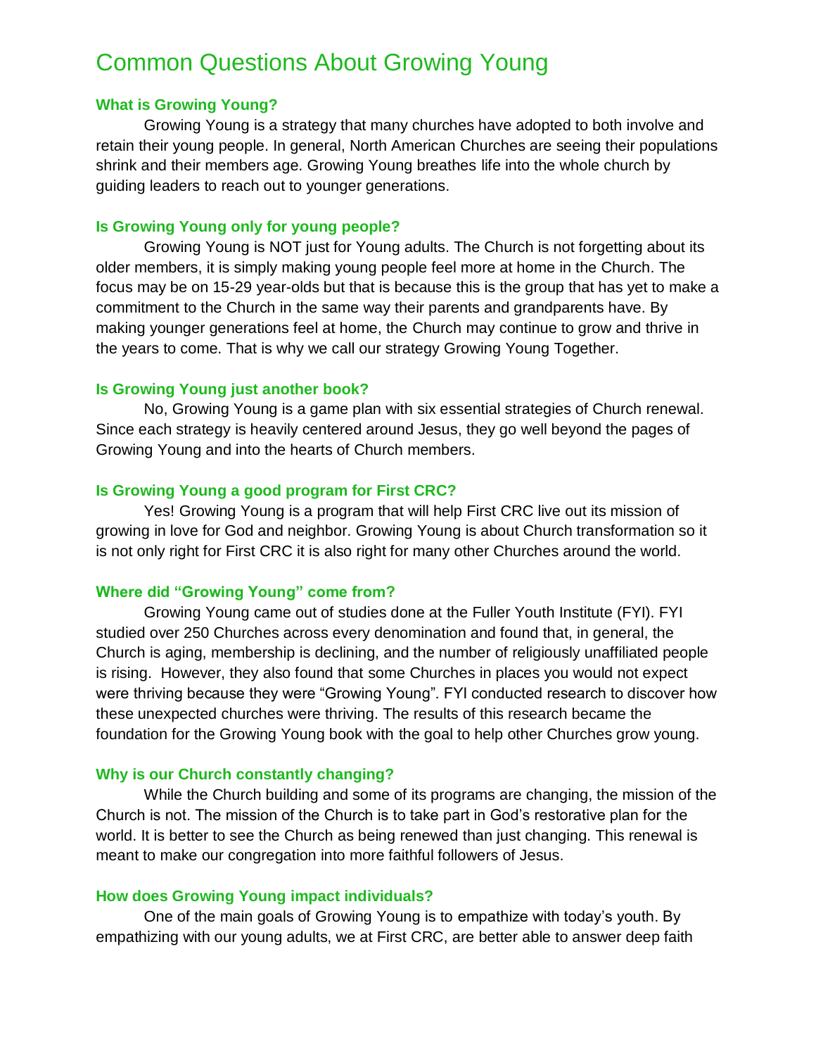# Common Questions About Growing Young

### What is Growing Young?

Growing Young is a strategy that many churches have adopted to both involve and retain their young people. In general, North American Churches are seeing their populations shrink and their members age. Growing Young breathes life into the whole church by guiding leaders to reach out to younger generations.

### Is Growing Young only for young people?

Growing Young is NOT just for Young adults. The Church is not forgetting about its older members, it is simply making young people feel more at home in the Church. The focus may be on 15-29 year-olds but that is because this is the group that has yet to make a commitment to the Church in the same way their parents and grandparents have. By making younger generations feel at home, the Church may continue to grow and thrive in the years to come. That is why we call our strategy Growing Young Together.

### Is Growing Young just another book?

No, Growing Young is a game plan with six essential strategies of Church renewal. Since each strategy is heavily centered around Jesus, they go well beyond the pages of Growing Young and into the hearts of Church members.

### Is Growing Young a good program for First CRC?

Yes! Growing Young is a program that will help First CRC live out its mission of growing in love for God and neighbor. Growing Young is about Church transformation so it is not only right for First CRC it is also right for many other Churches around the world.

### Where did "Growing Young" come from?

Growing Young came out of studies done at the Fuller Youth Institute (FYI). FYI studied over 250 Churches across every denomination and found that, in general, the Church is aging, membership is declining, and the number of religiously unaffiliated people is rising. However, they also found that some Churches in places you would not expect were thriving because they were "Growing Young". FYI conducted research to discover how these unexpected churches were thriving. The results of this research became the foundation for the Growing Young book with the goal to help other Churches grow young.

### Why is our Church constantly changing?

While the Church building and some of its programs are changing, the mission of the Church is not. The mission of the Church is to take part in God's restorative plan for the world. It is better to see the Church as being renewed than just changing. This renewal is meant to make our congregation into more faithful followers of Jesus.

### How does Growing Young impact individuals?

One of the main goals of Growing Young is to empathize with today's youth. By empathizing with our young adults, we at First CRC, are better able to answer deep faith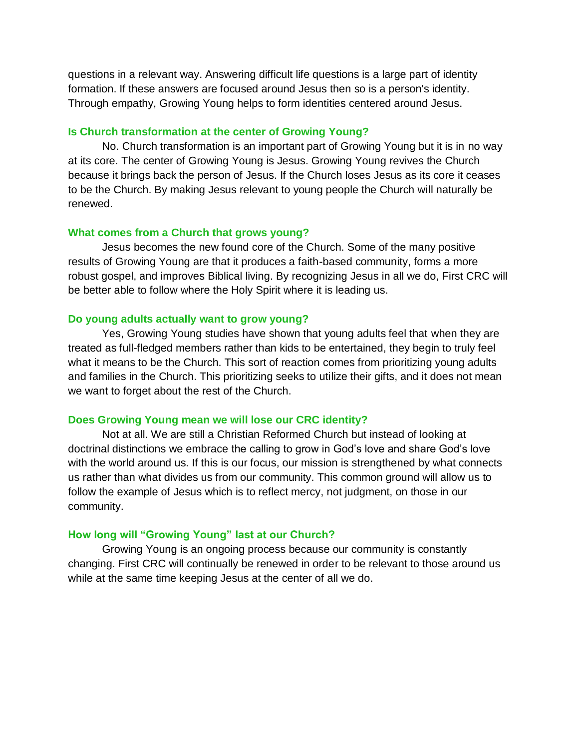questions in a relevant way. Answering difficult life questions is a large part of identity formation. If these answers are focused around Jesus then so is a person's identity. Through empathy, Growing Young helps to form identities centered around Jesus.

### Is Church transformation at the center of Growing Young?

No. Church transformation is an important part of Growing Young but it is in no way at its core. The center of Growing Young is Jesus. Growing Young revives the Church because it brings back the person of Jesus. If the Church loses Jesus as its core it ceases to be the Church. By making Jesus relevant to young people the Church will naturally be renewed.

### What comes from a Church that grows young?

Jesus becomes the new found core of the Church. Some of the many positive results of Growing Young are that it produces a faith-based community, forms a more robust gospel, and improves Biblical living. By recognizing Jesus in all we do, First CRC will be better able to follow where the Holy Spirit where it is leading us.

### Do young adults actually want to grow young?

Yes, Growing Young studies have shown that young adults feel that when they are treated as full-fledged members rather than kids to be entertained, they begin to truly feel what it means to be the Church. This sort of reaction comes from prioritizing young adults and families in the Church. This prioritizing seeks to utilize their gifts, and it does not mean we want to forget about the rest of the Church.

### Does Growing Young mean we will lose our CRC identity?

Not at all. We are still a Christian Reformed Church but instead of looking at doctrinal distinctions we embrace the calling to grow in God's love and share God's love with the world around us. If this is our focus, our mission is strengthened by what connects us rather than what divides us from our community. This common ground will allow us to follow the example of Jesus which is to reflect mercy, not judgment, on those in our community.

### How long will "Growing Young" last at our Church?

Growing Young is an ongoing process because our community is constantly changing. First CRC will continually be renewed in order to be relevant to those around us while at the same time keeping Jesus at the center of all we do.